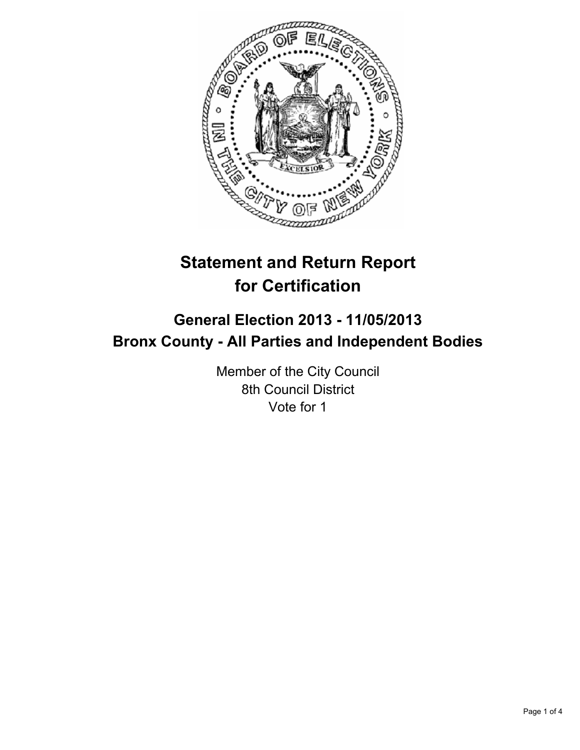# Statement and Return Report for Certification

## General Election 2013 - 11/05/2013
## Bronx County - All Parties and Independent Bodies

Member of the City Council
8th Council District
Vote for 1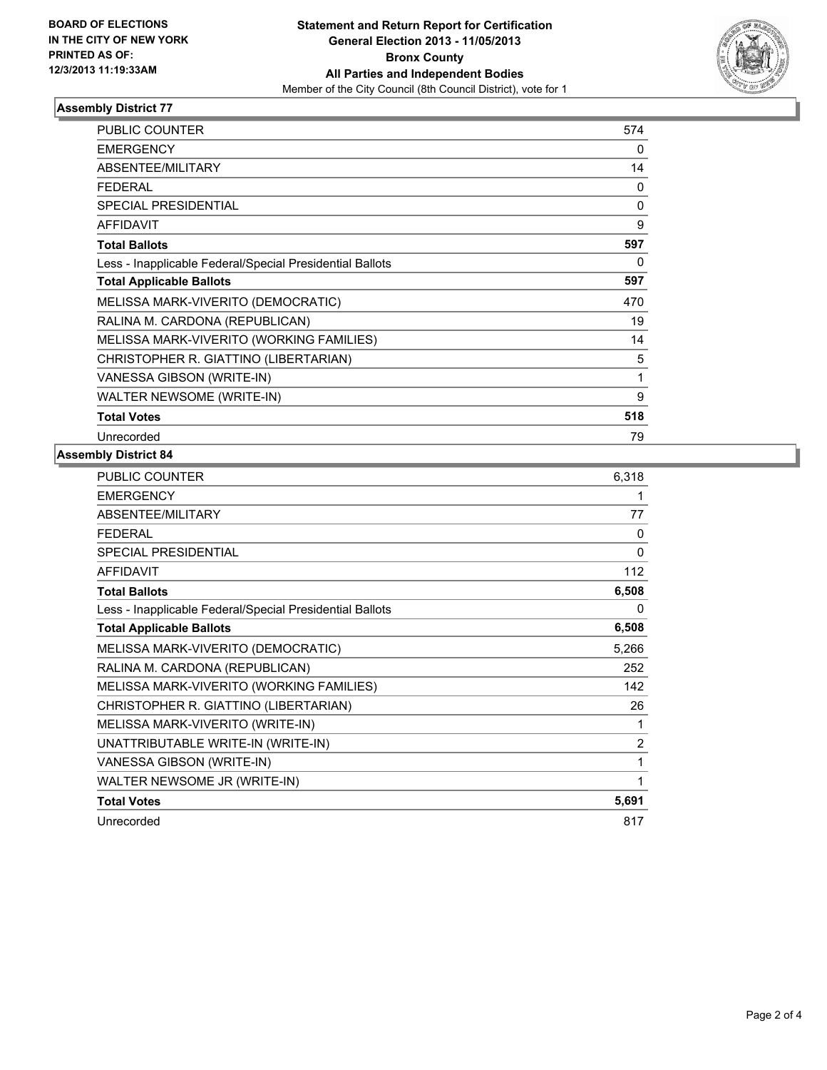BOARD OF ELECTIONS
IN THE CITY OF NEW YORK
PRINTED AS OF:
12/3/2013 11:19:33AM

**Statement and Return Report for Certification**
**General Election 2013 - 11/05/2013**
**Bronx County**
**All Parties and Independent Bodies**
Member of the City Council (8th Council District), vote for 1

### Assembly District 77

| | |
|---|---|
| PUBLIC COUNTER | 574 |
| EMERGENCY | 0 |
| ABSENTEE/MILITARY | 14 |
| FEDERAL | 0 |
| SPECIAL PRESIDENTIAL | 0 |
| AFFIDAVIT | 9 |
| **Total Ballots** | **597** |
| Less - Inapplicable Federal/Special Presidential Ballots | 0 |
| **Total Applicable Ballots** | **597** |
| MELISSA MARK-VIVERITO (DEMOCRATIC) | 470 |
| RALINA M. CARDONA (REPUBLICAN) | 19 |
| MELISSA MARK-VIVERITO (WORKING FAMILIES) | 14 |
| CHRISTOPHER R. GIATTINO (LIBERTARIAN) | 5 |
| VANESSA GIBSON (WRITE-IN) | 1 |
| WALTER NEWSOME (WRITE-IN) | 9 |
| **Total Votes** | **518** |
| Unrecorded | 79 |

### Assembly District 84

| | |
|---|---|
| PUBLIC COUNTER | 6,318 |
| EMERGENCY | 1 |
| ABSENTEE/MILITARY | 77 |
| FEDERAL | 0 |
| SPECIAL PRESIDENTIAL | 0 |
| AFFIDAVIT | 112 |
| **Total Ballots** | **6,508** |
| Less - Inapplicable Federal/Special Presidential Ballots | 0 |
| **Total Applicable Ballots** | **6,508** |
| MELISSA MARK-VIVERITO (DEMOCRATIC) | 5,266 |
| RALINA M. CARDONA (REPUBLICAN) | 252 |
| MELISSA MARK-VIVERITO (WORKING FAMILIES) | 142 |
| CHRISTOPHER R. GIATTINO (LIBERTARIAN) | 26 |
| MELISSA MARK-VIVERITO (WRITE-IN) | 1 |
| UNATTRIBUTABLE WRITE-IN (WRITE-IN) | 2 |
| VANESSA GIBSON (WRITE-IN) | 1 |
| WALTER NEWSOME JR (WRITE-IN) | 1 |
| **Total Votes** | **5,691** |
| Unrecorded | 817 |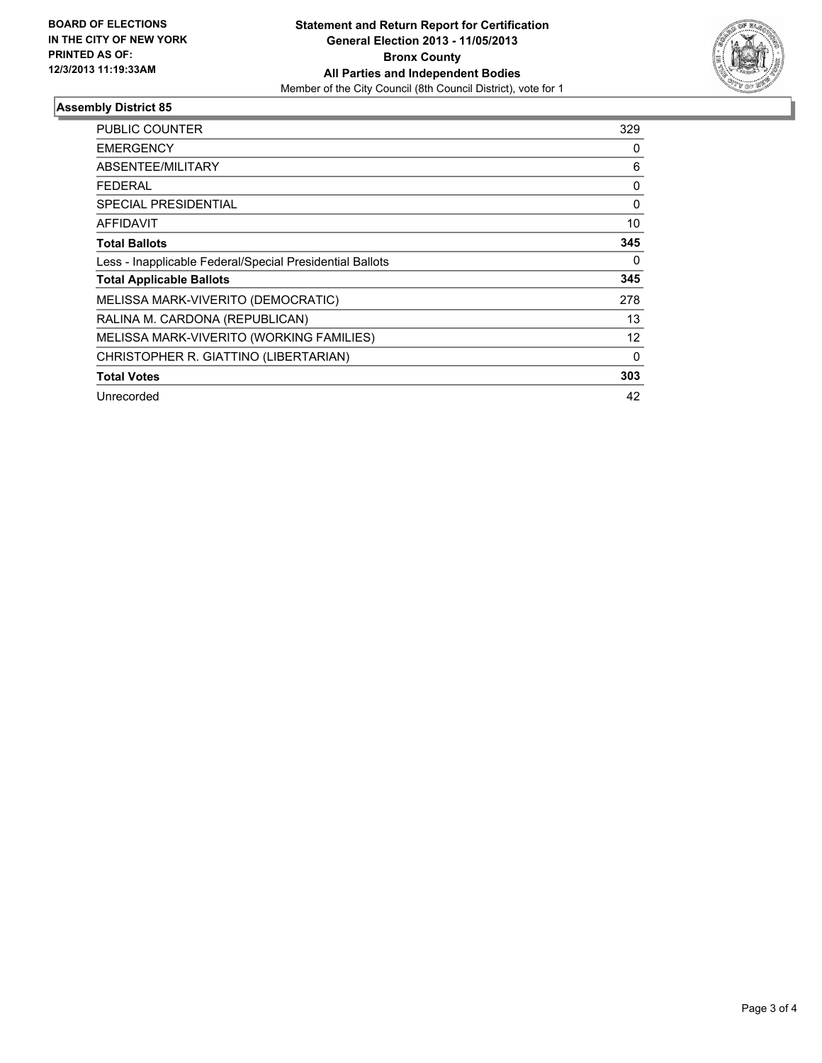**BOARD OF ELECTIONS IN THE CITY OF NEW YORK PRINTED AS OF: 12/3/2013 11:19:33AM**

**Statement and Return Report for Certification**
**General Election 2013 - 11/05/2013**
**Bronx County**
**All Parties and Independent Bodies**
Member of the City Council (8th Council District), vote for 1

## Assembly District 85

| | |
|---|---|
| PUBLIC COUNTER | 329 |
| EMERGENCY | 0 |
| ABSENTEE/MILITARY | 6 |
| FEDERAL | 0 |
| SPECIAL PRESIDENTIAL | 0 |
| AFFIDAVIT | 10 |
| **Total Ballots** | **345** |
| Less - Inapplicable Federal/Special Presidential Ballots | 0 |
| **Total Applicable Ballots** | **345** |
| MELISSA MARK-VIVERITO (DEMOCRATIC) | 278 |
| RALINA M. CARDONA (REPUBLICAN) | 13 |
| MELISSA MARK-VIVERITO (WORKING FAMILIES) | 12 |
| CHRISTOPHER R. GIATTINO (LIBERTARIAN) | 0 |
| **Total Votes** | **303** |
| Unrecorded | 42 |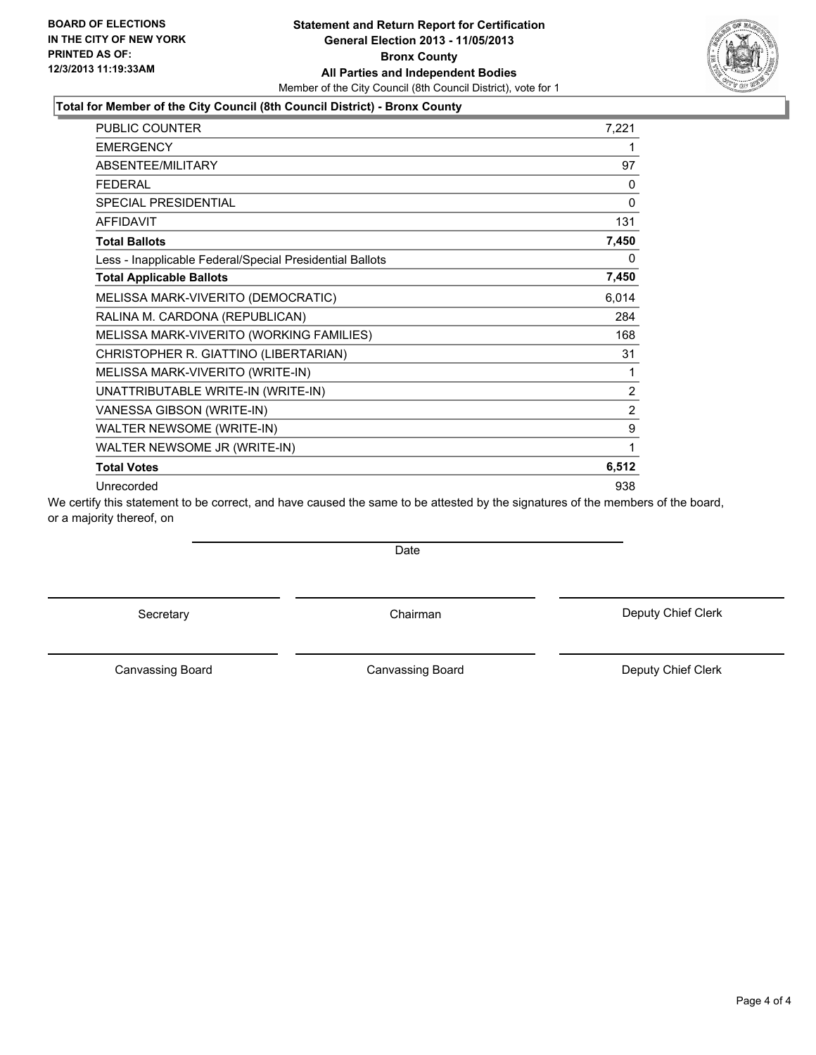**BOARD OF ELECTIONS IN THE CITY OF NEW YORK PRINTED AS OF: 12/3/2013 11:19:33AM**

**Statement and Return Report for Certification General Election 2013 - 11/05/2013 Bronx County All Parties and Independent Bodies**

Member of the City Council (8th Council District), vote for 1

**Total for Member of the City Council (8th Council District) - Bronx County**

| | |
|---|---|
| PUBLIC COUNTER | 7,221 |
| EMERGENCY | 1 |
| ABSENTEE/MILITARY | 97 |
| FEDERAL | 0 |
| SPECIAL PRESIDENTIAL | 0 |
| AFFIDAVIT | 131 |
| **Total Ballots** | **7,450** |
| Less - Inapplicable Federal/Special Presidential Ballots | 0 |
| **Total Applicable Ballots** | **7,450** |
| MELISSA MARK-VIVERITO (DEMOCRATIC) | 6,014 |
| RALINA M. CARDONA (REPUBLICAN) | 284 |
| MELISSA MARK-VIVERITO (WORKING FAMILIES) | 168 |
| CHRISTOPHER R. GIATTINO (LIBERTARIAN) | 31 |
| MELISSA MARK-VIVERITO (WRITE-IN) | 1 |
| UNATTRIBUTABLE WRITE-IN (WRITE-IN) | 2 |
| VANESSA GIBSON (WRITE-IN) | 2 |
| WALTER NEWSOME (WRITE-IN) | 9 |
| WALTER NEWSOME JR (WRITE-IN) | 1 |
| **Total Votes** | **6,512** |
| Unrecorded | 938 |

We certify this statement to be correct, and have caused the same to be attested by the signatures of the members of the board, or a majority thereof, on

Date

Secretary

Chairman

Deputy Chief Clerk

Canvassing Board

Canvassing Board

Deputy Chief Clerk